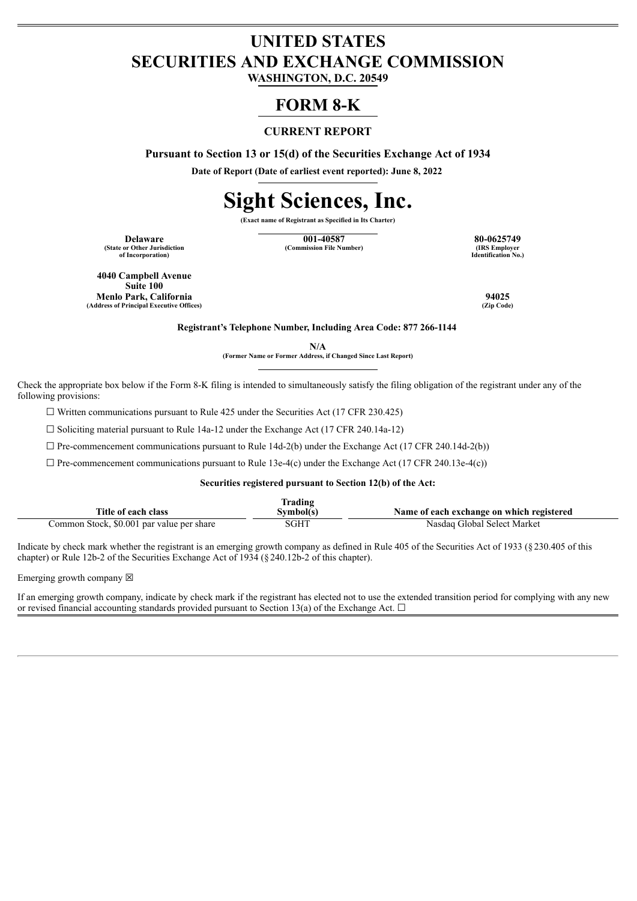# UNITED STATES
# SECURITIES AND EXCHANGE COMMISSION
**WASHINGTON, D.C. 20549**

# FORM 8-K

## CURRENT REPORT

**Pursuant to Section 13 or 15(d) of the Securities Exchange Act of 1934**

**Date of Report (Date of earliest event reported): June 8, 2022**

# Sight Sciences, Inc.

**(Exact name of Registrant as Specified in Its Charter)**

| **Delaware** | **001-40587** | **80-0625749** |
|---|---|---|
| (State or Other Jurisdiction of Incorporation) | (Commission File Number) | (IRS Employer Identification No.) |

| **4040 Campbell Avenue Suite 100 Menlo Park, California** | **94025** |
|---|---|
| (Address of Principal Executive Offices) | (Zip Code) |

**Registrant's Telephone Number, Including Area Code: 877 266-1144**

**N/A**
**(Former Name or Former Address, if Changed Since Last Report)**

Check the appropriate box below if the Form 8-K filing is intended to simultaneously satisfy the filing obligation of the registrant under any of the following provisions:

☐ Written communications pursuant to Rule 425 under the Securities Act (17 CFR 230.425)

☐ Soliciting material pursuant to Rule 14a-12 under the Exchange Act (17 CFR 240.14a-12)

☐ Pre-commencement communications pursuant to Rule 14d-2(b) under the Exchange Act (17 CFR 240.14d-2(b))

☐ Pre-commencement communications pursuant to Rule 13e-4(c) under the Exchange Act (17 CFR 240.13e-4(c))

**Securities registered pursuant to Section 12(b) of the Act:**

| Title of each class | Trading Symbol(s) | Name of each exchange on which registered |
|---|---|---|
| Common Stock, $0.001 par value per share | SGHT | Nasdaq Global Select Market |

Indicate by check mark whether the registrant is an emerging growth company as defined in Rule 405 of the Securities Act of 1933 (§230.405 of this chapter) or Rule 12b-2 of the Securities Exchange Act of 1934 (§240.12b-2 of this chapter).

Emerging growth company ☒

If an emerging growth company, indicate by check mark if the registrant has elected not to use the extended transition period for complying with any new or revised financial accounting standards provided pursuant to Section 13(a) of the Exchange Act. ☐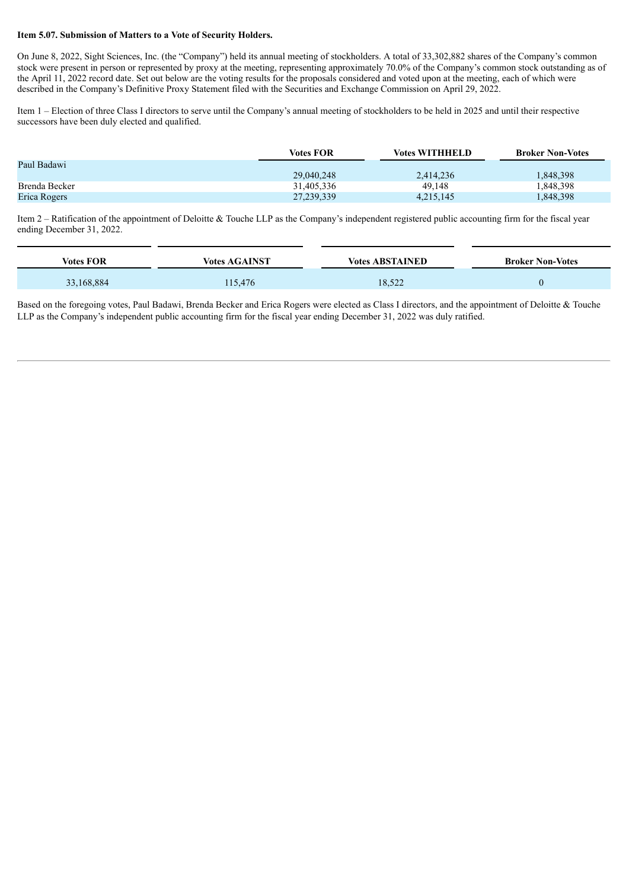**Item 5.07. Submission of Matters to a Vote of Security Holders.**

On June 8, 2022, Sight Sciences, Inc. (the "Company") held its annual meeting of stockholders. A total of 33,302,882 shares of the Company's common stock were present in person or represented by proxy at the meeting, representing approximately 70.0% of the Company's common stock outstanding as of the April 11, 2022 record date. Set out below are the voting results for the proposals considered and voted upon at the meeting, each of which were described in the Company's Definitive Proxy Statement filed with the Securities and Exchange Commission on April 29, 2022.

Item 1 – Election of three Class I directors to serve until the Company's annual meeting of stockholders to be held in 2025 and until their respective successors have been duly elected and qualified.

| | Votes FOR | Votes WITHHELD | Broker Non-Votes |
|---|---|---|---|
| Paul Badawi | 29,040,248 | 2,414,236 | 1,848,398 |
| Brenda Becker | 31,405,336 | 49,148 | 1,848,398 |
| Erica Rogers | 27,239,339 | 4,215,145 | 1,848,398 |

Item 2 – Ratification of the appointment of Deloitte & Touche LLP as the Company's independent registered public accounting firm for the fiscal year ending December 31, 2022.

| Votes FOR | Votes AGAINST | Votes ABSTAINED | Broker Non-Votes |
|---|---|---|---|
| 33,168,884 | 115,476 | 18,522 | 0 |

Based on the foregoing votes, Paul Badawi, Brenda Becker and Erica Rogers were elected as Class I directors, and the appointment of Deloitte & Touche LLP as the Company's independent public accounting firm for the fiscal year ending December 31, 2022 was duly ratified.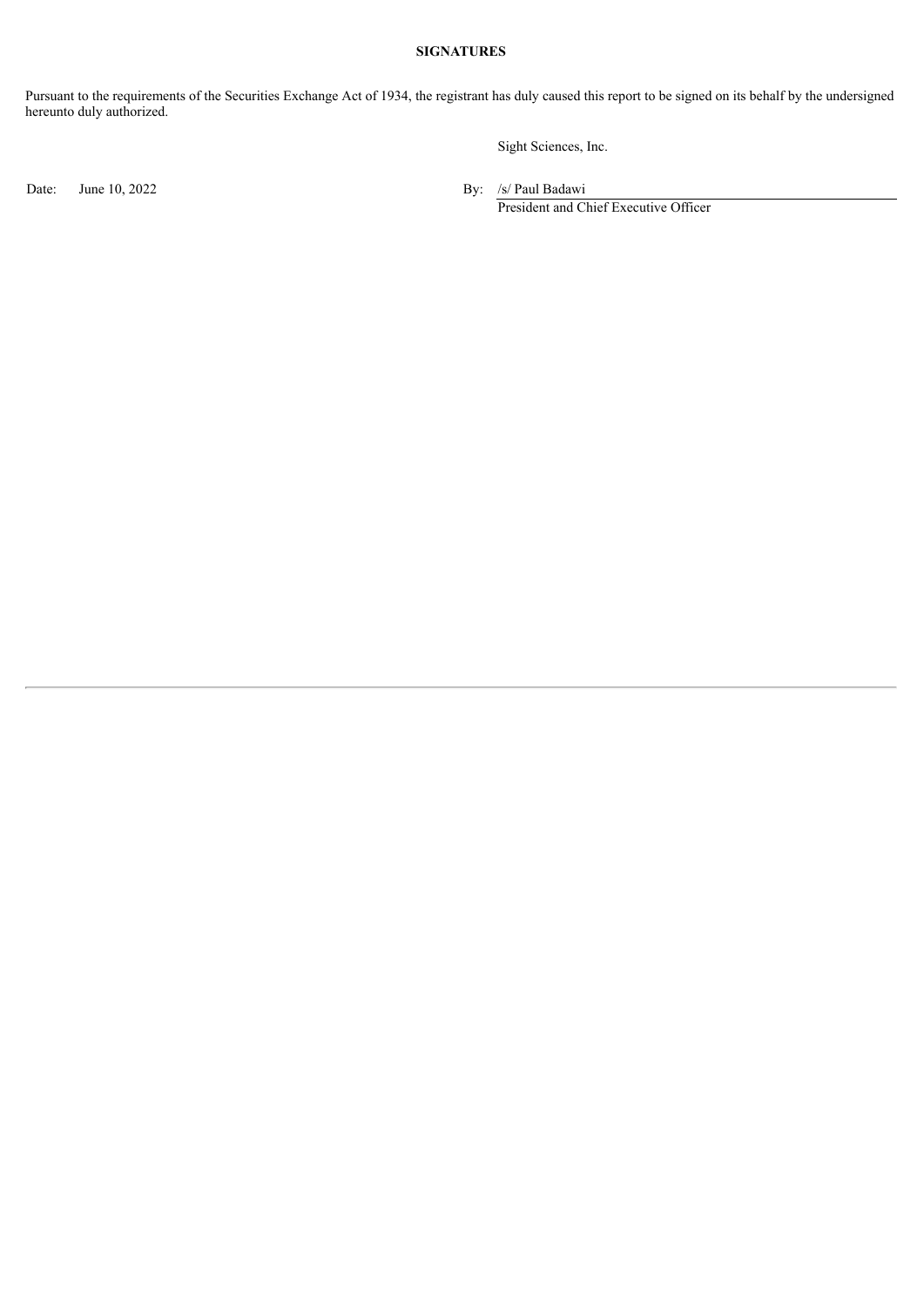**SIGNATURES**

Pursuant to the requirements of the Securities Exchange Act of 1934, the registrant has duly caused this report to be signed on its behalf by the undersigned hereunto duly authorized.

Sight Sciences, Inc.

Date: June 10, 2022

By: /s/ Paul Badawi

President and Chief Executive Officer